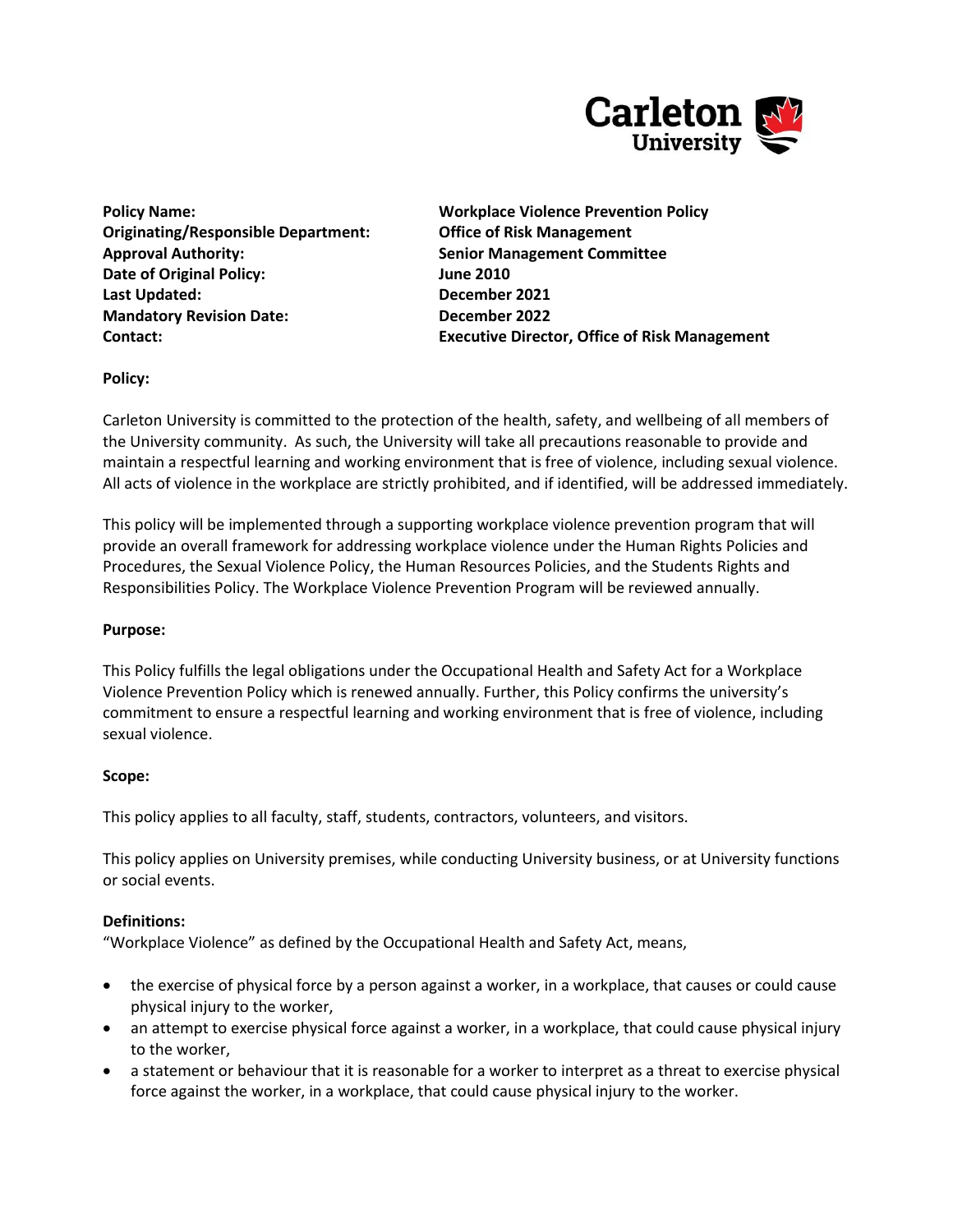| | |
|---|---|
| **Policy Name:** | **Workplace Violence Prevention Policy** |
| **Originating/Responsible Department:** | **Office of Risk Management** |
| **Approval Authority:** | **Senior Management Committee** |
| **Date of Original Policy:** | **June 2010** |
| **Last Updated:** | **December 2021** |
| **Mandatory Revision Date:** | **December 2022** |
| **Contact:** | **Executive Director, Office of Risk Management** |

**Policy:**

Carleton University is committed to the protection of the health, safety, and wellbeing of all members of the University community. As such, the University will take all precautions reasonable to provide and maintain a respectful learning and working environment that is free of violence, including sexual violence. All acts of violence in the workplace are strictly prohibited, and if identified, will be addressed immediately.

This policy will be implemented through a supporting workplace violence prevention program that will provide an overall framework for addressing workplace violence under the Human Rights Policies and Procedures, the Sexual Violence Policy, the Human Resources Policies, and the Students Rights and Responsibilities Policy. The Workplace Violence Prevention Program will be reviewed annually.

**Purpose:**

This Policy fulfills the legal obligations under the Occupational Health and Safety Act for a Workplace Violence Prevention Policy which is renewed annually. Further, this Policy confirms the university's commitment to ensure a respectful learning and working environment that is free of violence, including sexual violence.

**Scope:**

This policy applies to all faculty, staff, students, contractors, volunteers, and visitors.

This policy applies on University premises, while conducting University business, or at University functions or social events.

**Definitions:**

"Workplace Violence" as defined by the Occupational Health and Safety Act, means,

- the exercise of physical force by a person against a worker, in a workplace, that causes or could cause physical injury to the worker,
- an attempt to exercise physical force against a worker, in a workplace, that could cause physical injury to the worker,
- a statement or behaviour that it is reasonable for a worker to interpret as a threat to exercise physical force against the worker, in a workplace, that could cause physical injury to the worker.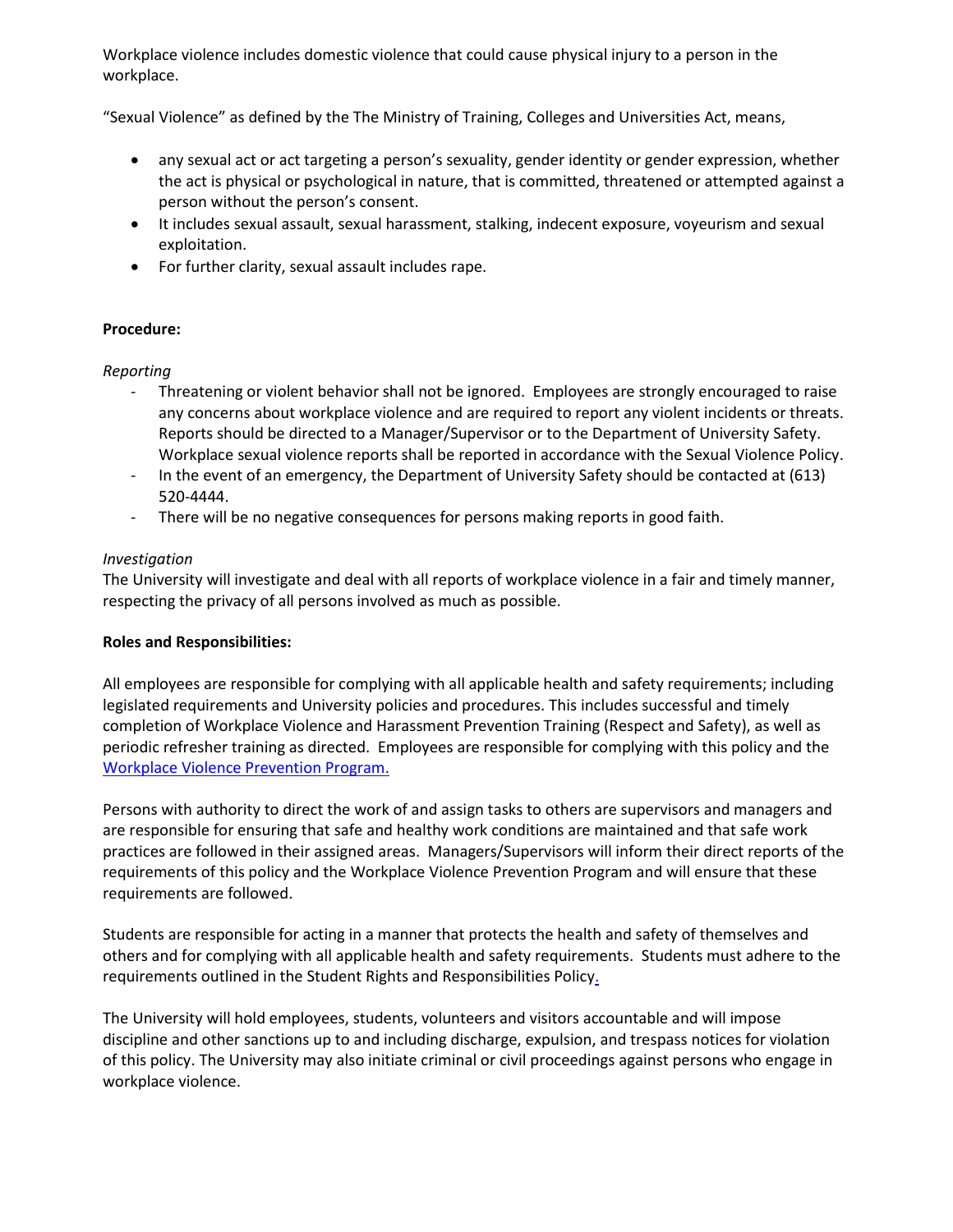Workplace violence includes domestic violence that could cause physical injury to a person in the workplace.

"Sexual Violence" as defined by the The Ministry of Training, Colleges and Universities Act, means,

- any sexual act or act targeting a person's sexuality, gender identity or gender expression, whether the act is physical or psychological in nature, that is committed, threatened or attempted against a person without the person's consent.
- It includes sexual assault, sexual harassment, stalking, indecent exposure, voyeurism and sexual exploitation.
- For further clarity, sexual assault includes rape.

**Procedure:**

*Reporting*

- Threatening or violent behavior shall not be ignored. Employees are strongly encouraged to raise any concerns about workplace violence and are required to report any violent incidents or threats. Reports should be directed to a Manager/Supervisor or to the Department of University Safety. Workplace sexual violence reports shall be reported in accordance with the Sexual Violence Policy.
- In the event of an emergency, the Department of University Safety should be contacted at (613) 520-4444.
- There will be no negative consequences for persons making reports in good faith.

*Investigation*

The University will investigate and deal with all reports of workplace violence in a fair and timely manner, respecting the privacy of all persons involved as much as possible.

**Roles and Responsibilities:**

All employees are responsible for complying with all applicable health and safety requirements; including legislated requirements and University policies and procedures. This includes successful and timely completion of Workplace Violence and Harassment Prevention Training (Respect and Safety), as well as periodic refresher training as directed. Employees are responsible for complying with this policy and the Workplace Violence Prevention Program.

Persons with authority to direct the work of and assign tasks to others are supervisors and managers and are responsible for ensuring that safe and healthy work conditions are maintained and that safe work practices are followed in their assigned areas. Managers/Supervisors will inform their direct reports of the requirements of this policy and the Workplace Violence Prevention Program and will ensure that these requirements are followed.

Students are responsible for acting in a manner that protects the health and safety of themselves and others and for complying with all applicable health and safety requirements. Students must adhere to the requirements outlined in the Student Rights and Responsibilities Policy.

The University will hold employees, students, volunteers and visitors accountable and will impose discipline and other sanctions up to and including discharge, expulsion, and trespass notices for violation of this policy. The University may also initiate criminal or civil proceedings against persons who engage in workplace violence.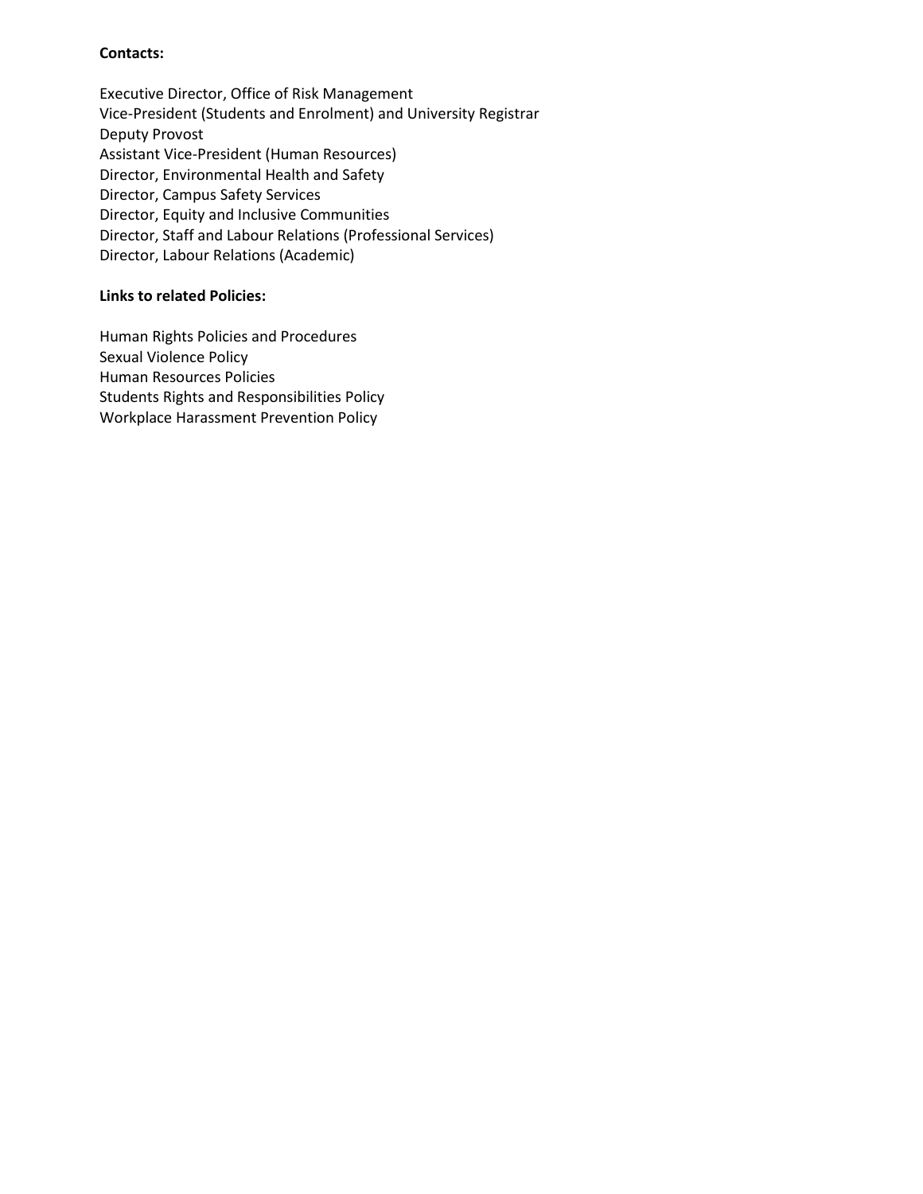**Contacts:**

Executive Director, Office of Risk Management
Vice-President (Students and Enrolment) and University Registrar
Deputy Provost
Assistant Vice-President (Human Resources)
Director, Environmental Health and Safety
Director, Campus Safety Services
Director, Equity and Inclusive Communities
Director, Staff and Labour Relations (Professional Services)
Director, Labour Relations (Academic)

**Links to related Policies:**

Human Rights Policies and Procedures
Sexual Violence Policy
Human Resources Policies
Students Rights and Responsibilities Policy
Workplace Harassment Prevention Policy